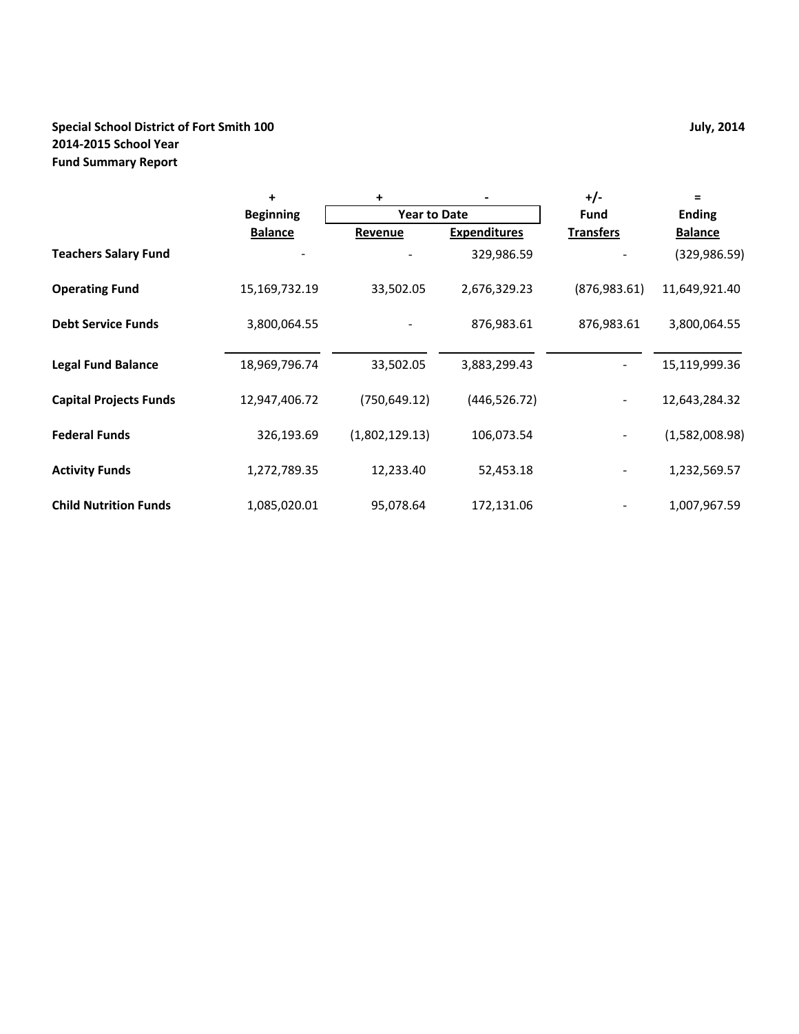**Special School District of Fort Smith 100**
**2014-2015 School Year**
**Fund Summary Report**

**July, 2014**

| | + | + | - | +/- | = |
|---|---|---|---|---|---|
| | Beginning | Year to Date | | Fund | Ending |
| | Balance | Revenue | Expenditures | Transfers | Balance |
| **Teachers Salary Fund** | - | - | 329,986.59 | - | (329,986.59) |
| **Operating Fund** | 15,169,732.19 | 33,502.05 | 2,676,329.23 | (876,983.61) | 11,649,921.40 |
| **Debt Service Funds** | 3,800,064.55 | - | 876,983.61 | 876,983.61 | 3,800,064.55 |
| **Legal Fund Balance** | 18,969,796.74 | 33,502.05 | 3,883,299.43 | - | 15,119,999.36 |
| **Capital Projects Funds** | 12,947,406.72 | (750,649.12) | (446,526.72) | - | 12,643,284.32 |
| **Federal Funds** | 326,193.69 | (1,802,129.13) | 106,073.54 | - | (1,582,008.98) |
| **Activity Funds** | 1,272,789.35 | 12,233.40 | 52,453.18 | - | 1,232,569.57 |
| **Child Nutrition Funds** | 1,085,020.01 | 95,078.64 | 172,131.06 | - | 1,007,967.59 |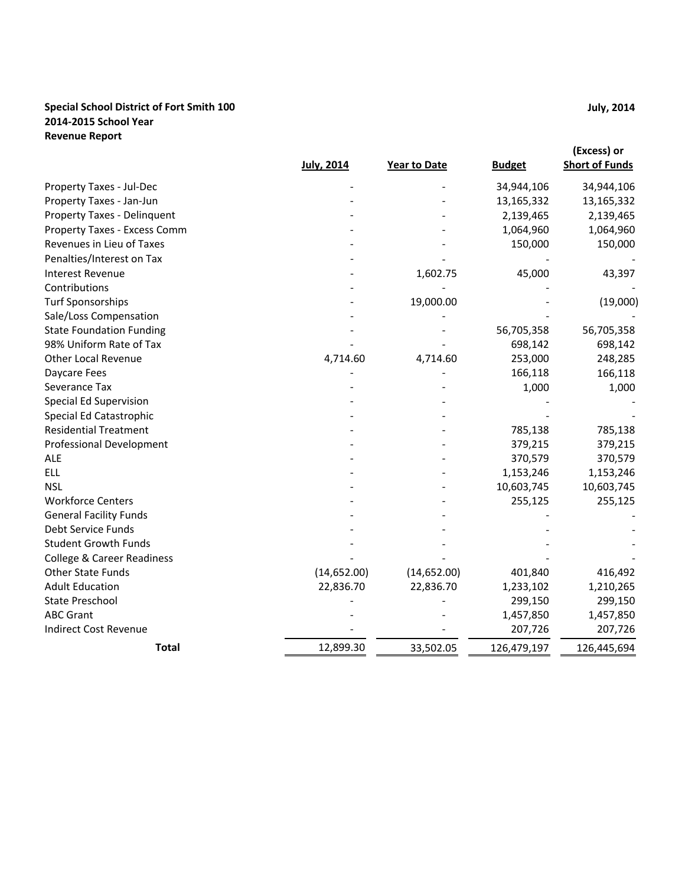**Special School District of Fort Smith 100**
**2014-2015 School Year**
**Revenue Report**

**July, 2014**

| | July, 2014 | Year to Date | Budget | (Excess) or Short of Funds |
|---|---|---|---|---|
| Property Taxes - Jul-Dec | - | - | 34,944,106 | 34,944,106 |
| Property Taxes - Jan-Jun | - | - | 13,165,332 | 13,165,332 |
| Property Taxes - Delinquent | - | - | 2,139,465 | 2,139,465 |
| Property Taxes - Excess Comm | - | - | 1,064,960 | 1,064,960 |
| Revenues in Lieu of Taxes | - | - | 150,000 | 150,000 |
| Penalties/Interest on Tax | - | - | - | - |
| Interest Revenue | - | 1,602.75 | 45,000 | 43,397 |
| Contributions | - | - | - | - |
| Turf Sponsorships | - | 19,000.00 | - | (19,000) |
| Sale/Loss Compensation | - | - | - | - |
| State Foundation Funding | - | - | 56,705,358 | 56,705,358 |
| 98% Uniform Rate of Tax | - | - | 698,142 | 698,142 |
| Other Local Revenue | 4,714.60 | 4,714.60 | 253,000 | 248,285 |
| Daycare Fees | - | - | 166,118 | 166,118 |
| Severance Tax | - | - | 1,000 | 1,000 |
| Special Ed Supervision | - | - | - | - |
| Special Ed Catastrophic | - | - | - | - |
| Residential Treatment | - | - | 785,138 | 785,138 |
| Professional Development | - | - | 379,215 | 379,215 |
| ALE | - | - | 370,579 | 370,579 |
| ELL | - | - | 1,153,246 | 1,153,246 |
| NSL | - | - | 10,603,745 | 10,603,745 |
| Workforce Centers | - | - | 255,125 | 255,125 |
| General Facility Funds | - | - | - | - |
| Debt Service Funds | - | - | - | - |
| Student Growth Funds | - | - | - | - |
| College & Career Readiness | - | - | - | - |
| Other State Funds | (14,652.00) | (14,652.00) | 401,840 | 416,492 |
| Adult Education | 22,836.70 | 22,836.70 | 1,233,102 | 1,210,265 |
| State Preschool | - | - | 299,150 | 299,150 |
| ABC Grant | - | - | 1,457,850 | 1,457,850 |
| Indirect Cost Revenue | - | - | 207,726 | 207,726 |
| **Total** | 12,899.30 | 33,502.05 | 126,479,197 | 126,445,694 |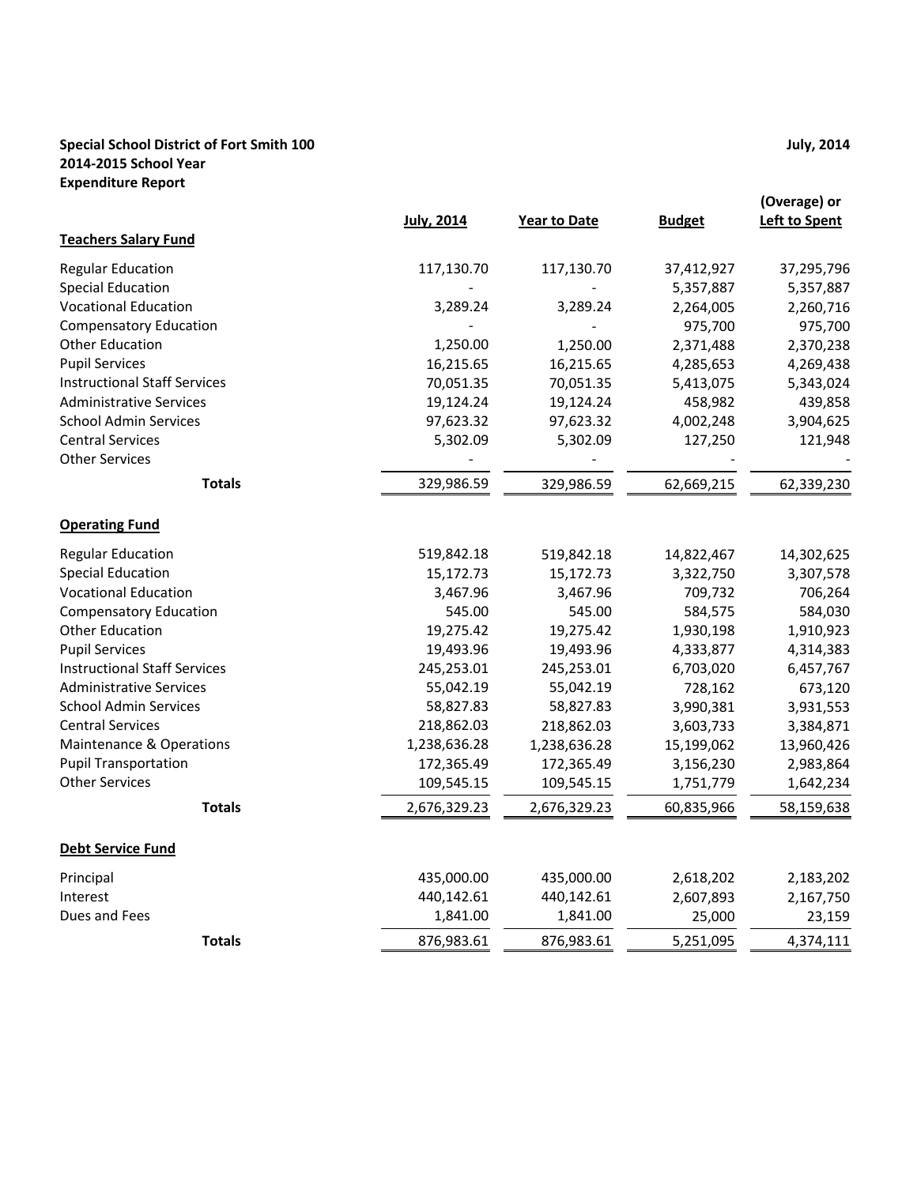**Special School District of Fort Smith 100** **July, 2014**
**2014-2015 School Year**
**Expenditure Report**

| | July, 2014 | Year to Date | Budget | (Overage) or Left to Spent |
|---|---|---|---|---|
| **Teachers Salary Fund** | | | | |
| Regular Education | 117,130.70 | 117,130.70 | 37,412,927 | 37,295,796 |
| Special Education | - | - | 5,357,887 | 5,357,887 |
| Vocational Education | 3,289.24 | 3,289.24 | 2,264,005 | 2,260,716 |
| Compensatory Education | - | - | 975,700 | 975,700 |
| Other Education | 1,250.00 | 1,250.00 | 2,371,488 | 2,370,238 |
| Pupil Services | 16,215.65 | 16,215.65 | 4,285,653 | 4,269,438 |
| Instructional Staff Services | 70,051.35 | 70,051.35 | 5,413,075 | 5,343,024 |
| Administrative Services | 19,124.24 | 19,124.24 | 458,982 | 439,858 |
| School Admin Services | 97,623.32 | 97,623.32 | 4,002,248 | 3,904,625 |
| Central Services | 5,302.09 | 5,302.09 | 127,250 | 121,948 |
| Other Services | - | - | - | - |
| **Totals** | 329,986.59 | 329,986.59 | 62,669,215 | 62,339,230 |
| **Operating Fund** | | | | |
| Regular Education | 519,842.18 | 519,842.18 | 14,822,467 | 14,302,625 |
| Special Education | 15,172.73 | 15,172.73 | 3,322,750 | 3,307,578 |
| Vocational Education | 3,467.96 | 3,467.96 | 709,732 | 706,264 |
| Compensatory Education | 545.00 | 545.00 | 584,575 | 584,030 |
| Other Education | 19,275.42 | 19,275.42 | 1,930,198 | 1,910,923 |
| Pupil Services | 19,493.96 | 19,493.96 | 4,333,877 | 4,314,383 |
| Instructional Staff Services | 245,253.01 | 245,253.01 | 6,703,020 | 6,457,767 |
| Administrative Services | 55,042.19 | 55,042.19 | 728,162 | 673,120 |
| School Admin Services | 58,827.83 | 58,827.83 | 3,990,381 | 3,931,553 |
| Central Services | 218,862.03 | 218,862.03 | 3,603,733 | 3,384,871 |
| Maintenance & Operations | 1,238,636.28 | 1,238,636.28 | 15,199,062 | 13,960,426 |
| Pupil Transportation | 172,365.49 | 172,365.49 | 3,156,230 | 2,983,864 |
| Other Services | 109,545.15 | 109,545.15 | 1,751,779 | 1,642,234 |
| **Totals** | 2,676,329.23 | 2,676,329.23 | 60,835,966 | 58,159,638 |
| **Debt Service Fund** | | | | |
| Principal | 435,000.00 | 435,000.00 | 2,618,202 | 2,183,202 |
| Interest | 440,142.61 | 440,142.61 | 2,607,893 | 2,167,750 |
| Dues and Fees | 1,841.00 | 1,841.00 | 25,000 | 23,159 |
| **Totals** | 876,983.61 | 876,983.61 | 5,251,095 | 4,374,111 |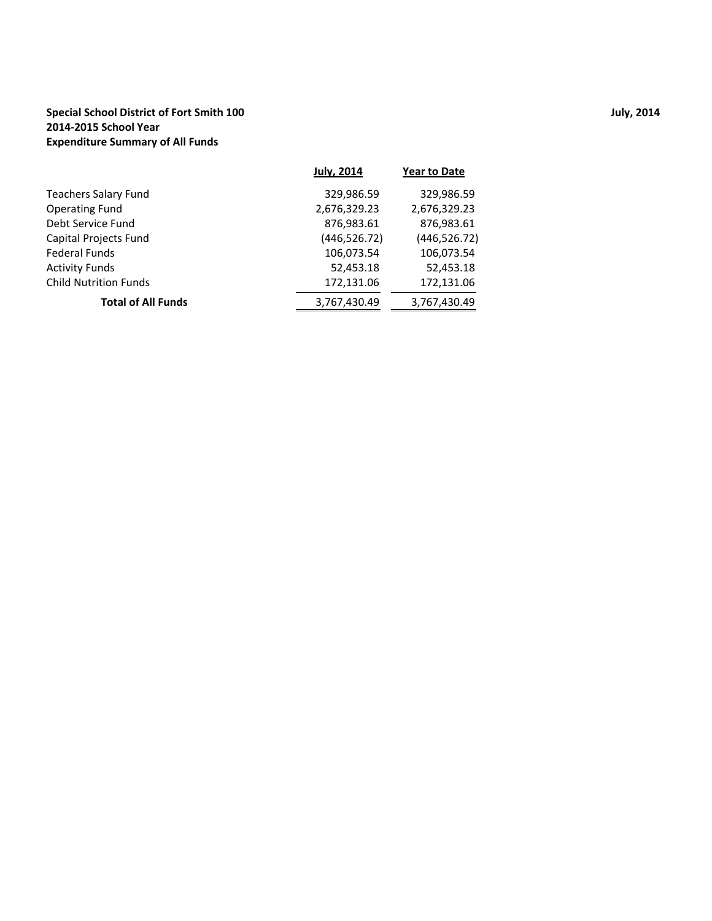**Special School District of Fort Smith 100**
**2014-2015 School Year**
**Expenditure Summary of All Funds**

**July, 2014**

| | July, 2014 | Year to Date |
|---|---|---|
| Teachers Salary Fund | 329,986.59 | 329,986.59 |
| Operating Fund | 2,676,329.23 | 2,676,329.23 |
| Debt Service Fund | 876,983.61 | 876,983.61 |
| Capital Projects Fund | (446,526.72) | (446,526.72) |
| Federal Funds | 106,073.54 | 106,073.54 |
| Activity Funds | 52,453.18 | 52,453.18 |
| Child Nutrition Funds | 172,131.06 | 172,131.06 |
| **Total of All Funds** | 3,767,430.49 | 3,767,430.49 |